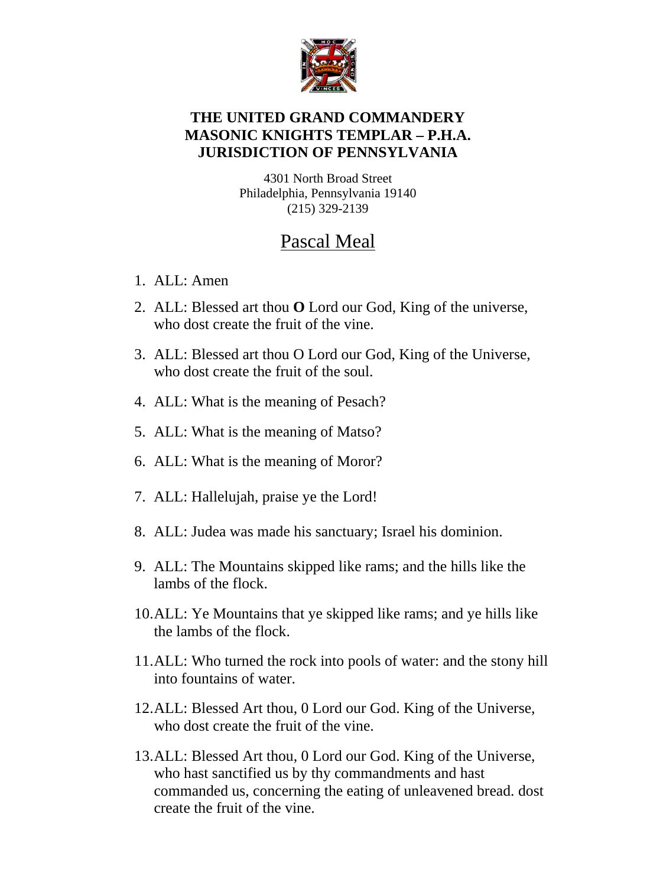**THE UNITED GRAND COMMANDERY**
**MASONIC KNIGHTS TEMPLAR – P.H.A.**
**JURISDICTION OF PENNSYLVANIA**

4301 North Broad Street
Philadelphia, Pennsylvania 19140
(215) 329-2139

# Pascal Meal

1. ALL: Amen
2. ALL: Blessed art thou **O** Lord our God, King of the universe, who dost create the fruit of the vine.
3. ALL: Blessed art thou O Lord our God, King of the Universe, who dost create the fruit of the soul.
4. ALL: What is the meaning of Pesach?
5. ALL: What is the meaning of Matso?
6. ALL: What is the meaning of Moror?
7. ALL: Hallelujah, praise ye the Lord!
8. ALL: Judea was made his sanctuary; Israel his dominion.
9. ALL: The Mountains skipped like rams; and the hills like the lambs of the flock.
10. ALL: Ye Mountains that ye skipped like rams; and ye hills like the lambs of the flock.
11. ALL: Who turned the rock into pools of water: and the stony hill into fountains of water.
12. ALL: Blessed Art thou, 0 Lord our God. King of the Universe, who dost create the fruit of the vine.
13. ALL: Blessed Art thou, 0 Lord our God. King of the Universe, who hast sanctified us by thy commandments and hast commanded us, concerning the eating of unleavened bread. dost create the fruit of the vine.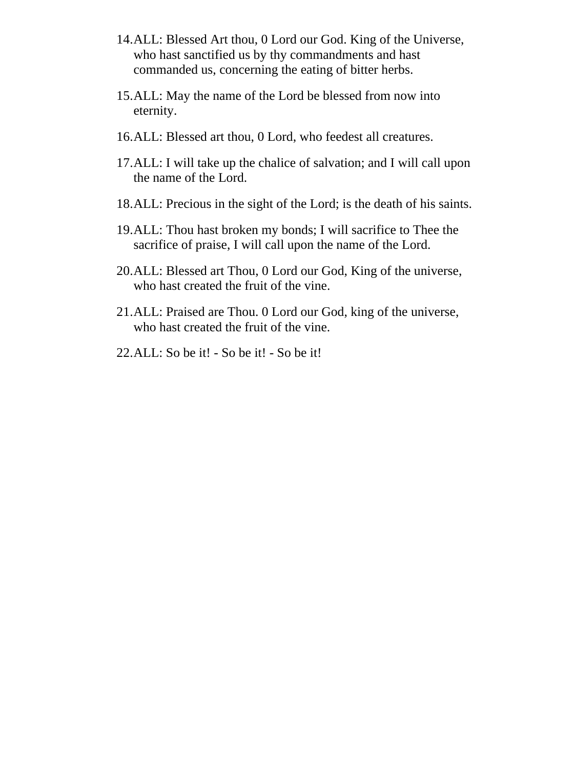14. ALL: Blessed Art thou, 0 Lord our God. King of the Universe, who hast sanctified us by thy commandments and hast commanded us, concerning the eating of bitter herbs.

15. ALL: May the name of the Lord be blessed from now into eternity.

16. ALL: Blessed art thou, 0 Lord, who feedest all creatures.

17. ALL: I will take up the chalice of salvation; and I will call upon the name of the Lord.

18. ALL: Precious in the sight of the Lord; is the death of his saints.

19. ALL: Thou hast broken my bonds; I will sacrifice to Thee the sacrifice of praise, I will call upon the name of the Lord.

20. ALL: Blessed art Thou, 0 Lord our God, King of the universe, who hast created the fruit of the vine.

21. ALL: Praised are Thou. 0 Lord our God, king of the universe, who hast created the fruit of the vine.

22. ALL: So be it! - So be it! - So be it!